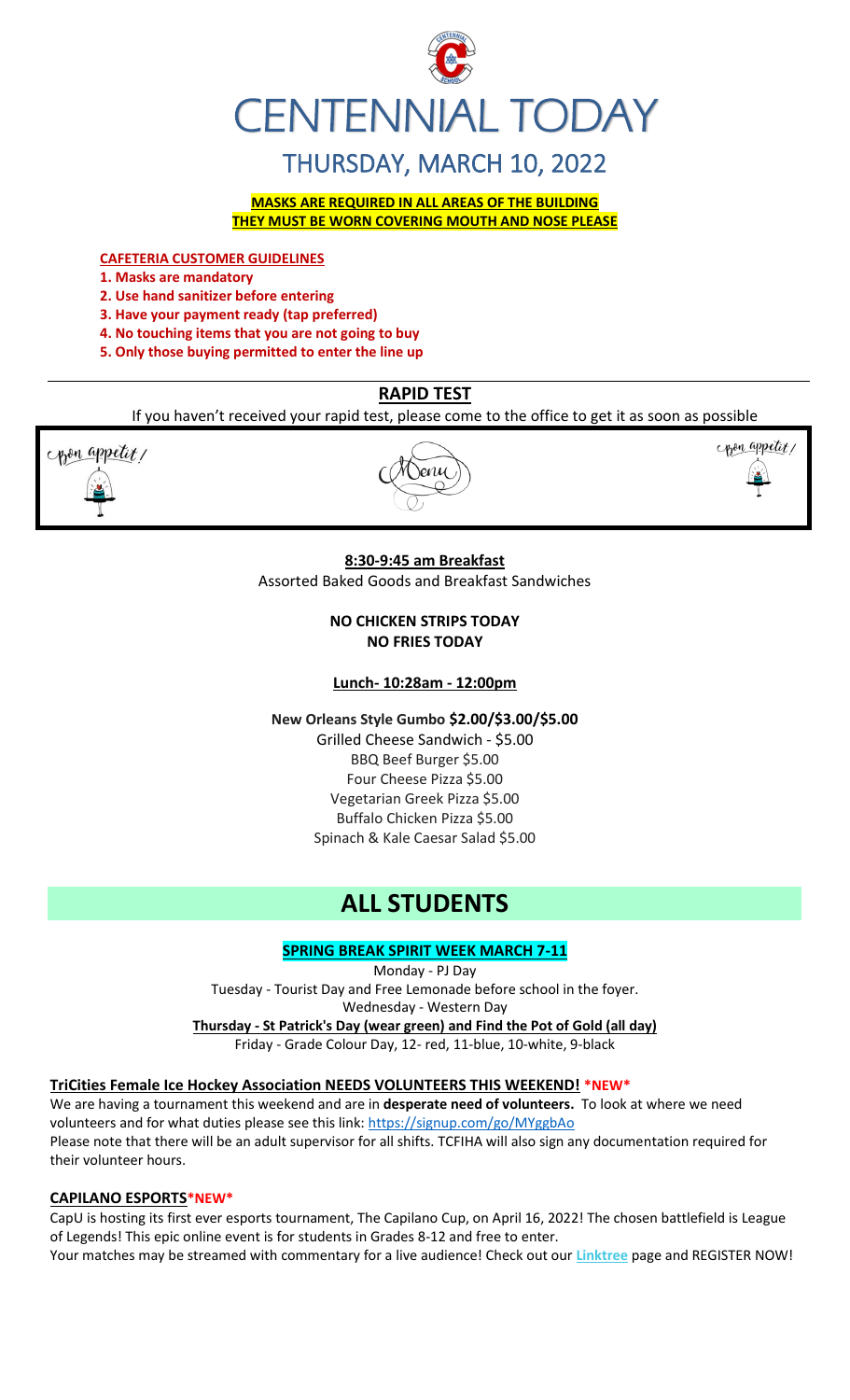# CENTENNIAL TODAY

## THURSDAY, MARCH 10, 2022

**MASKS ARE REQUIRED IN ALL AREAS OF THE BUILDING**
**THEY MUST BE WORN COVERING MOUTH AND NOSE PLEASE**

**CAFETERIA CUSTOMER GUIDELINES**

1. **Masks are mandatory**
2. **Use hand sanitizer before entering**
3. **Have your payment ready (tap preferred)**
4. **No touching items that you are not going to buy**
5. **Only those buying permitted to enter the line up**

## RAPID TEST

If you haven't received your rapid test, please come to the office to get it as soon as possible

Bon appetit! Menu Bon appetit!

**8:30-9:45 am Breakfast**
Assorted Baked Goods and Breakfast Sandwiches

**NO CHICKEN STRIPS TODAY**
**NO FRIES TODAY**

**Lunch- 10:28am - 12:00pm**

**New Orleans Style Gumbo $2.00/$3.00/$5.00**
Grilled Cheese Sandwich - $5.00
BBQ Beef Burger $5.00
Four Cheese Pizza $5.00
Vegetarian Greek Pizza $5.00
Buffalo Chicken Pizza $5.00
Spinach & Kale Caesar Salad $5.00

# ALL STUDENTS

**SPRING BREAK SPIRIT WEEK MARCH 7-11**

Monday - PJ Day
Tuesday - Tourist Day and Free Lemonade before school in the foyer.
Wednesday - Western Day
**Thursday - St Patrick's Day (wear green) and Find the Pot of Gold (all day)**
Friday - Grade Colour Day, 12- red, 11-blue, 10-white, 9-black

**TriCities Female Ice Hockey Association NEEDS VOLUNTEERS THIS WEEKEND! \*NEW\***

We are having a tournament this weekend and are in **desperate need of volunteers.** To look at where we need volunteers and for what duties please see this link: https://signup.com/go/MYggbAo
Please note that there will be an adult supervisor for all shifts. TCFIHA will also sign any documentation required for their volunteer hours.

**CAPILANO ESPORTS\*NEW\***

CapU is hosting its first ever esports tournament, The Capilano Cup, on April 16, 2022! The chosen battlefield is League of Legends! This epic online event is for students in Grades 8-12 and free to enter.
Your matches may be streamed with commentary for a live audience! Check out our **Linktree** page and REGISTER NOW!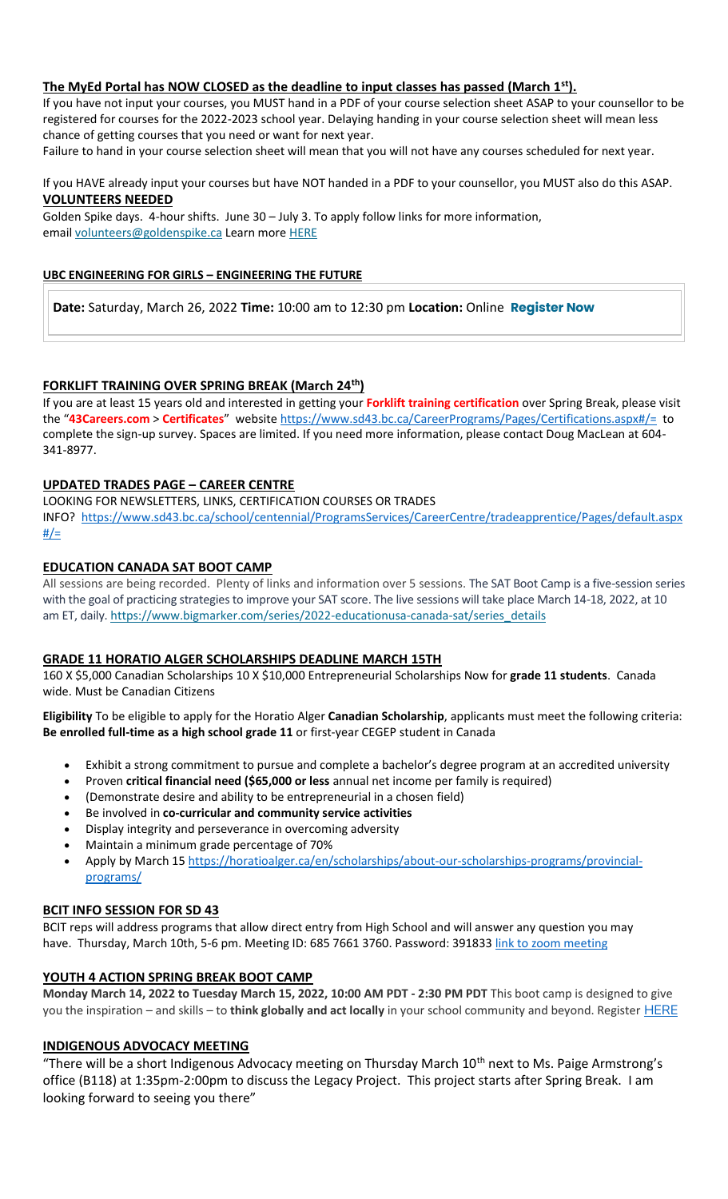**The MyEd Portal has NOW CLOSED as the deadline to input classes has passed (March 1st).**

If you have not input your courses, you MUST hand in a PDF of your course selection sheet ASAP to your counsellor to be registered for courses for the 2022-2023 school year. Delaying handing in your course selection sheet will mean less chance of getting courses that you need or want for next year.

Failure to hand in your course selection sheet will mean that you will not have any courses scheduled for next year.

If you HAVE already input your courses but have NOT handed in a PDF to your counsellor, you MUST also do this ASAP.

**VOLUNTEERS NEEDED**

Golden Spike days. 4-hour shifts. June 30 – July 3. To apply follow links for more information, email volunteers@goldenspike.ca Learn more HERE

**UBC ENGINEERING FOR GIRLS – ENGINEERING THE FUTURE**

**Date:** Saturday, March 26, 2022 **Time:** 10:00 am to 12:30 pm **Location:** Online **Register Now**

**FORKLIFT TRAINING OVER SPRING BREAK (March 24th)**

If you are at least 15 years old and interested in getting your **Forklift training certification** over Spring Break, please visit the "**43Careers.com** > **Certificates**" website https://www.sd43.bc.ca/CareerPrograms/Pages/Certifications.aspx#/= to complete the sign-up survey. Spaces are limited. If you need more information, please contact Doug MacLean at 604-341-8977.

**UPDATED TRADES PAGE – CAREER CENTRE**

LOOKING FOR NEWSLETTERS, LINKS, CERTIFICATION COURSES OR TRADES INFO? https://www.sd43.bc.ca/school/centennial/ProgramsServices/CareerCentre/tradeapprentice/Pages/default.aspx#/=

**EDUCATION CANADA SAT BOOT CAMP**

All sessions are being recorded. Plenty of links and information over 5 sessions. The SAT Boot Camp is a five-session series with the goal of practicing strategies to improve your SAT score. The live sessions will take place March 14-18, 2022, at 10 am ET, daily. https://www.bigmarker.com/series/2022-educationusa-canada-sat/series_details

**GRADE 11 HORATIO ALGER SCHOLARSHIPS DEADLINE MARCH 15TH**

160 X $5,000 Canadian Scholarships 10 X $10,000 Entrepreneurial Scholarships Now for **grade 11 students**. Canada wide. Must be Canadian Citizens

**Eligibility** To be eligible to apply for the Horatio Alger **Canadian Scholarship**, applicants must meet the following criteria: **Be enrolled full-time as a high school grade 11** or first-year CEGEP student in Canada

- Exhibit a strong commitment to pursue and complete a bachelor's degree program at an accredited university
- Proven **critical financial need ($65,000 or less** annual net income per family is required)
- (Demonstrate desire and ability to be entrepreneurial in a chosen field)
- Be involved in **co-curricular and community service activities**
- Display integrity and perseverance in overcoming adversity
- Maintain a minimum grade percentage of 70%
- Apply by March 15 https://horatioalger.ca/en/scholarships/about-our-scholarships-programs/provincial-programs/

**BCIT INFO SESSION FOR SD 43**

BCIT reps will address programs that allow direct entry from High School and will answer any question you may have. Thursday, March 10th, 5-6 pm. Meeting ID: 685 7661 3760. Password: 391833 link to zoom meeting

**YOUTH 4 ACTION SPRING BREAK BOOT CAMP**

**Monday March 14, 2022 to Tuesday March 15, 2022, 10:00 AM PDT - 2:30 PM PDT** This boot camp is designed to give you the inspiration – and skills – to **think globally and act locally** in your school community and beyond. Register HERE

**INDIGENOUS ADVOCACY MEETING**

"There will be a short Indigenous Advocacy meeting on Thursday March 10th next to Ms. Paige Armstrong's office (B118) at 1:35pm-2:00pm to discuss the Legacy Project. This project starts after Spring Break. I am looking forward to seeing you there"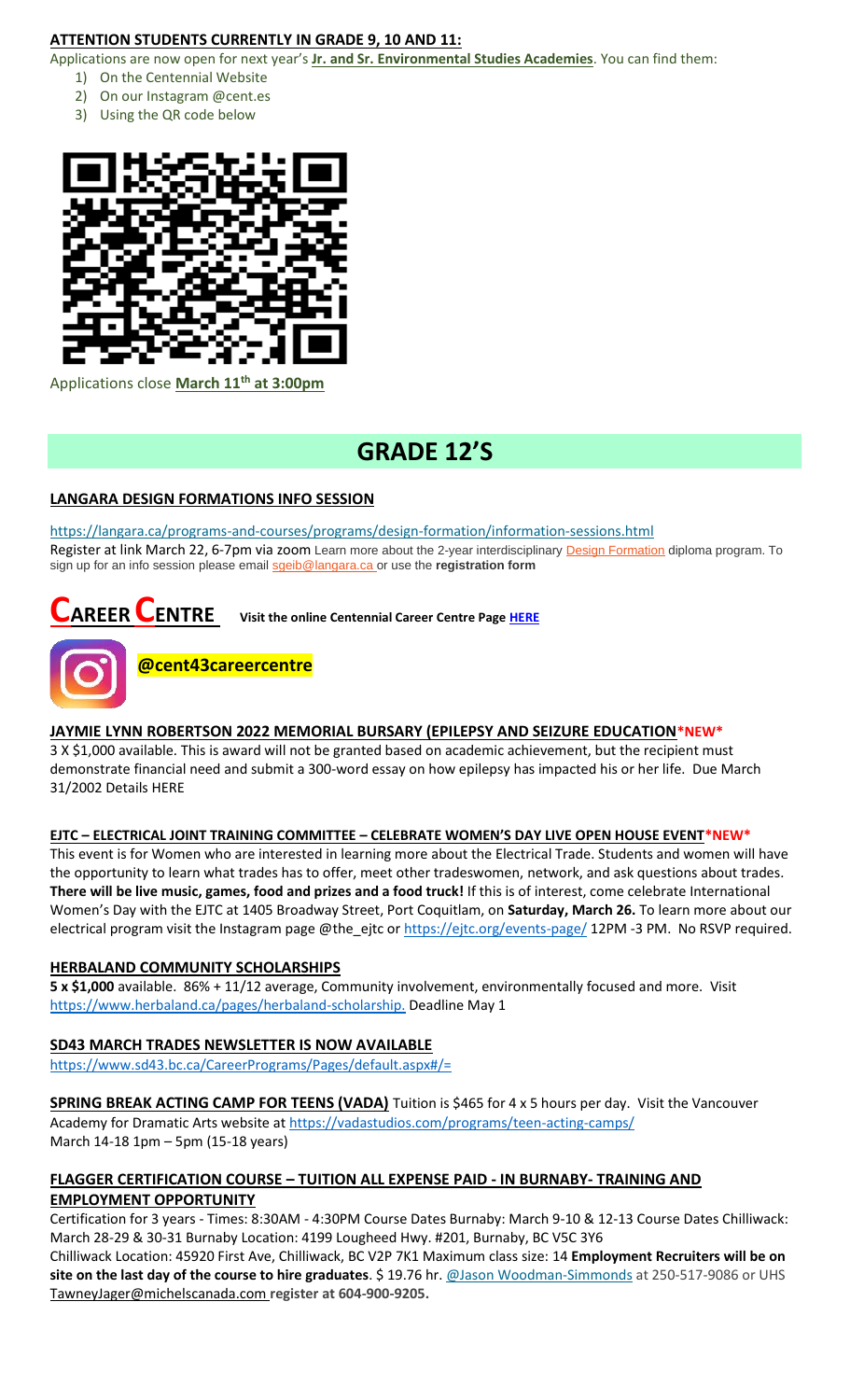**ATTENTION STUDENTS CURRENTLY IN GRADE 9, 10 AND 11:**

Applications are now open for next year's **Jr. and Sr. Environmental Studies Academies**. You can find them:

1) On the Centennial Website
2) On our Instagram @cent.es
3) Using the QR code below

Applications close **March 11th at 3:00pm**

# GRADE 12'S

**LANGARA DESIGN FORMATIONS INFO SESSION**

https://langara.ca/programs-and-courses/programs/design-formation/information-sessions.html

Register at link March 22, 6-7pm via zoom Learn more about the 2-year interdisciplinary Design Formation diploma program. To sign up for an info session please email sgeib@langara.ca or use the **registration form**

# CAREER CENTRE

**Visit the online Centennial Career Centre Page HERE**

**@cent43careercentre**

**JAYMIE LYNN ROBERTSON 2022 MEMORIAL BURSARY (EPILEPSY AND SEIZURE EDUCATION*NEW***

3 X $1,000 available. This is award will not be granted based on academic achievement, but the recipient must demonstrate financial need and submit a 300-word essay on how epilepsy has impacted his or her life. Due March 31/2002 Details HERE

**EJTC – ELECTRICAL JOINT TRAINING COMMITTEE – CELEBRATE WOMEN'S DAY LIVE OPEN HOUSE EVENT*NEW***

This event is for Women who are interested in learning more about the Electrical Trade. Students and women will have the opportunity to learn what trades has to offer, meet other tradeswomen, network, and ask questions about trades. **There will be live music, games, food and prizes and a food truck!** If this is of interest, come celebrate International Women's Day with the EJTC at 1405 Broadway Street, Port Coquitlam, on **Saturday, March 26.** To learn more about our electrical program visit the Instagram page @the_ejtc or https://ejtc.org/events-page/ 12PM -3 PM. No RSVP required.

**HERBALAND COMMUNITY SCHOLARSHIPS**

**5 x $1,000** available. 86% + 11/12 average, Community involvement, environmentally focused and more. Visit https://www.herbaland.ca/pages/herbaland-scholarship. Deadline May 1

**SD43 MARCH TRADES NEWSLETTER IS NOW AVAILABLE**

https://www.sd43.bc.ca/CareerPrograms/Pages/default.aspx#/=

**SPRING BREAK ACTING CAMP FOR TEENS (VADA)** Tuition is $465 for 4 x 5 hours per day. Visit the Vancouver Academy for Dramatic Arts website at https://vadastudios.com/programs/teen-acting-camps/
March 14-18 1pm – 5pm (15-18 years)

**FLAGGER CERTIFICATION COURSE – TUITION ALL EXPENSE PAID - IN BURNABY- TRAINING AND EMPLOYMENT OPPORTUNITY**

Certification for 3 years - Times: 8:30AM - 4:30PM Course Dates Burnaby: March 9-10 & 12-13 Course Dates Chilliwack: March 28-29 & 30-31 Burnaby Location: 4199 Lougheed Hwy. #201, Burnaby, BC V5C 3Y6
Chilliwack Location: 45920 First Ave, Chilliwack, BC V2P 7K1 Maximum class size: 14 **Employment Recruiters will be on site on the last day of the course to hire graduates**. $ 19.76 hr. @Jason Woodman-Simmonds at 250-517-9086 or UHS TawneyJager@michelscanada.com **register at 604-900-9205.**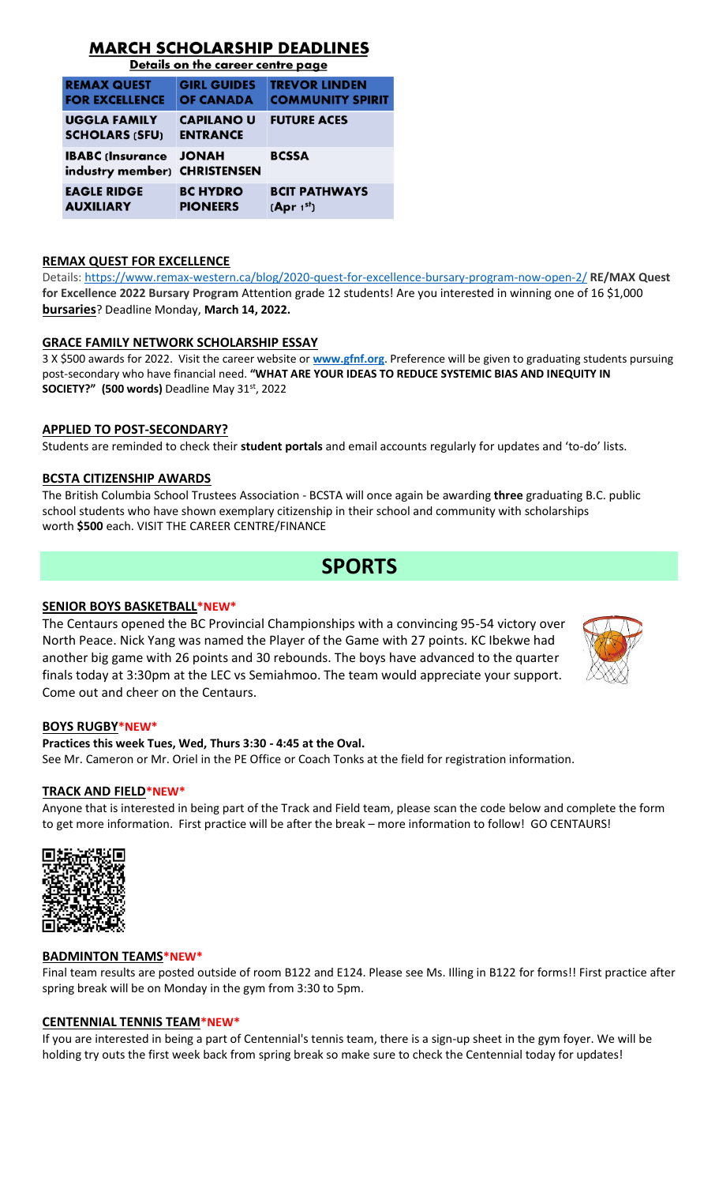# MARCH SCHOLARSHIP DEADLINES

**Details on the career centre page**

| | | |
|---|---|---|
| REMAX QUEST FOR EXCELLENCE | GIRL GUIDES OF CANADA | TREVOR LINDEN COMMUNITY SPIRIT |
| UGGLA FAMILY SCHOLARS (SFU) | CAPILANO U ENTRANCE | FUTURE ACES |
| IBABC (Insurance industry member) | JONAH CHRISTENSEN | BCSSA |
| EAGLE RIDGE AUXILIARY | BC HYDRO PIONEERS | BCIT PATHWAYS (Apr 1st) |

## REMAX QUEST FOR EXCELLENCE

Details: https://www.remax-western.ca/blog/2020-quest-for-excellence-bursary-program-now-open-2/ **RE/MAX Quest for Excellence 2022 Bursary Program** Attention grade 12 students! Are you interested in winning one of 16 $1,000 **bursaries**? Deadline Monday, **March 14, 2022.**

## GRACE FAMILY NETWORK SCHOLARSHIP ESSAY

3 X $500 awards for 2022. Visit the career website or **www.gfnf.org**. Preference will be given to graduating students pursuing post-secondary who have financial need. **"WHAT ARE YOUR IDEAS TO REDUCE SYSTEMIC BIAS AND INEQUITY IN SOCIETY?" (500 words)** Deadline May 31st, 2022

## APPLIED TO POST-SECONDARY?

Students are reminded to check their **student portals** and email accounts regularly for updates and 'to-do' lists.

## BCSTA CITIZENSHIP AWARDS

The British Columbia School Trustees Association - BCSTA will once again be awarding **three** graduating B.C. public school students who have shown exemplary citizenship in their school and community with scholarships worth **$500** each. VISIT THE CAREER CENTRE/FINANCE

# SPORTS

## SENIOR BOYS BASKETBALL*NEW*

The Centaurs opened the BC Provincial Championships with a convincing 95-54 victory over North Peace. Nick Yang was named the Player of the Game with 27 points. KC Ibekwe had another big game with 26 points and 30 rebounds. The boys have advanced to the quarter finals today at 3:30pm at the LEC vs Semiahmoo. The team would appreciate your support. Come out and cheer on the Centaurs.

## BOYS RUGBY*NEW*

**Practices this week Tues, Wed, Thurs 3:30 - 4:45 at the Oval.**

See Mr. Cameron or Mr. Oriel in the PE Office or Coach Tonks at the field for registration information.

## TRACK AND FIELD*NEW*

Anyone that is interested in being part of the Track and Field team, please scan the code below and complete the form to get more information. First practice will be after the break – more information to follow! GO CENTAURS!

## BADMINTON TEAMS*NEW*

Final team results are posted outside of room B122 and E124. Please see Ms. Illing in B122 for forms!! First practice after spring break will be on Monday in the gym from 3:30 to 5pm.

## CENTENNIAL TENNIS TEAM*NEW*

If you are interested in being a part of Centennial's tennis team, there is a sign-up sheet in the gym foyer. We will be holding try outs the first week back from spring break so make sure to check the Centennial today for updates!